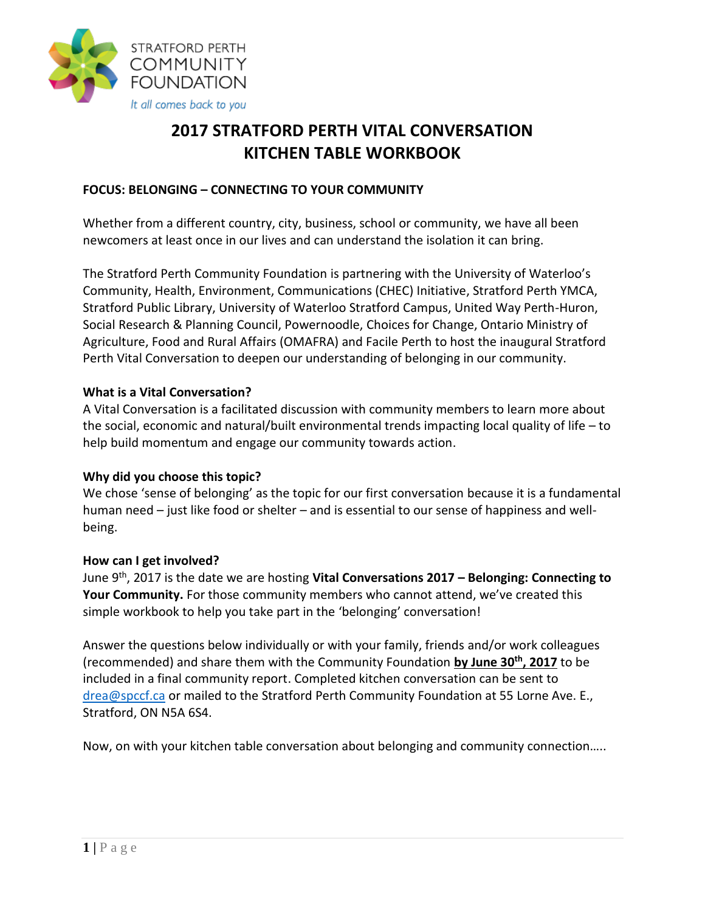STRATFORD PERTH
COMMUNITY
FOUNDATION
*It all comes back to you*

# 2017 STRATFORD PERTH VITAL CONVERSATION
# KITCHEN TABLE WORKBOOK

**FOCUS: BELONGING – CONNECTING TO YOUR COMMUNITY**

Whether from a different country, city, business, school or community, we have all been newcomers at least once in our lives and can understand the isolation it can bring.

The Stratford Perth Community Foundation is partnering with the University of Waterloo's Community, Health, Environment, Communications (CHEC) Initiative, Stratford Perth YMCA, Stratford Public Library, University of Waterloo Stratford Campus, United Way Perth-Huron, Social Research & Planning Council, Powernoodle, Choices for Change, Ontario Ministry of Agriculture, Food and Rural Affairs (OMAFRA) and Facile Perth to host the inaugural Stratford Perth Vital Conversation to deepen our understanding of belonging in our community.

**What is a Vital Conversation?**
A Vital Conversation is a facilitated discussion with community members to learn more about the social, economic and natural/built environmental trends impacting local quality of life – to help build momentum and engage our community towards action.

**Why did you choose this topic?**
We chose 'sense of belonging' as the topic for our first conversation because it is a fundamental human need – just like food or shelter – and is essential to our sense of happiness and well-being.

**How can I get involved?**
June 9th, 2017 is the date we are hosting **Vital Conversations 2017 – Belonging: Connecting to Your Community.** For those community members who cannot attend, we've created this simple workbook to help you take part in the 'belonging' conversation!

Answer the questions below individually or with your family, friends and/or work colleagues (recommended) and share them with the Community Foundation **by June 30th, 2017** to be included in a final community report. Completed kitchen conversation can be sent to drea@spccf.ca or mailed to the Stratford Perth Community Foundation at 55 Lorne Ave. E., Stratford, ON N5A 6S4.

Now, on with your kitchen table conversation about belonging and community connection…..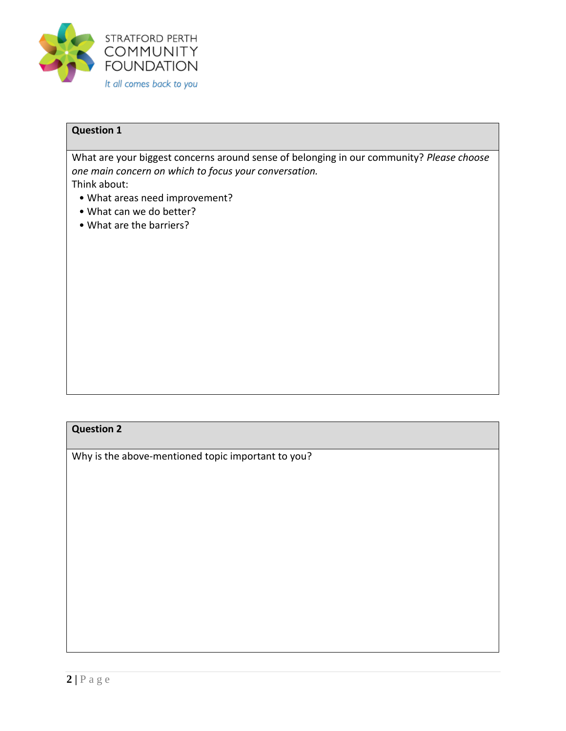STRATFORD PERTH COMMUNITY FOUNDATION

*It all comes back to you*

| **Question 1** |
|---|
| What are your biggest concerns around sense of belonging in our community? *Please choose one main concern on which to focus your conversation.* Think about: • What areas need improvement? • What can we do better? • What are the barriers? |

| **Question 2** |
|---|
| Why is the above-mentioned topic important to you? |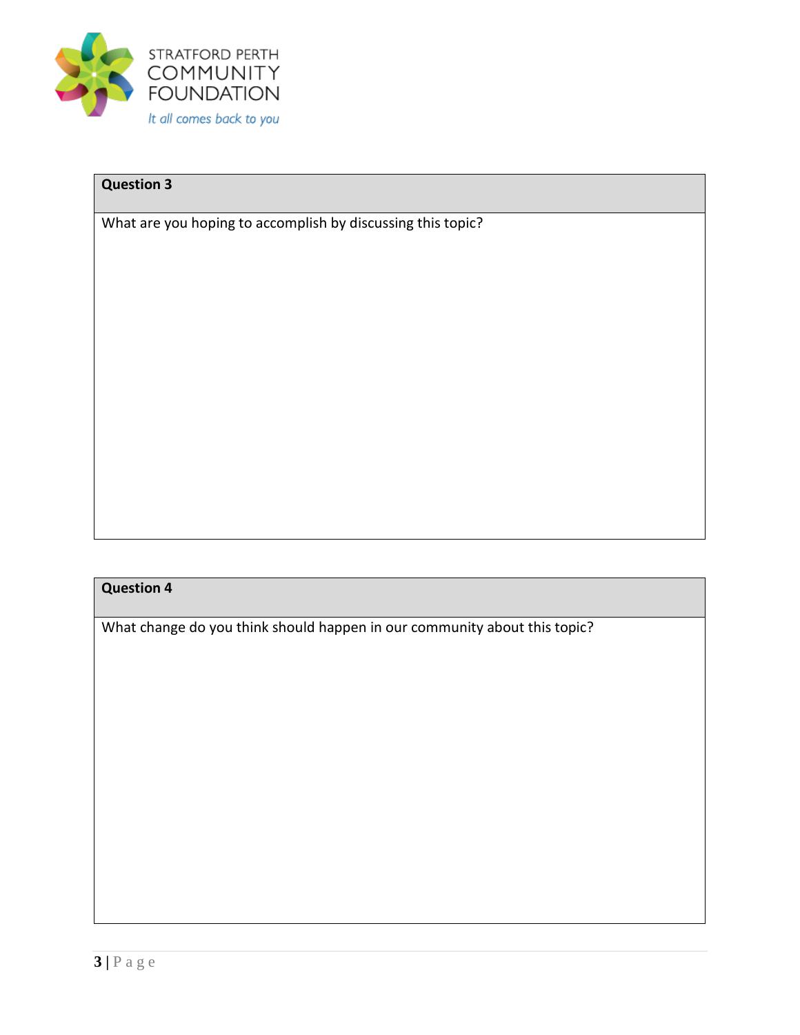| Question 3 |
| --- |
| What are you hoping to accomplish by discussing this topic? |

| Question 4 |
| --- |
| What change do you think should happen in our community about this topic? |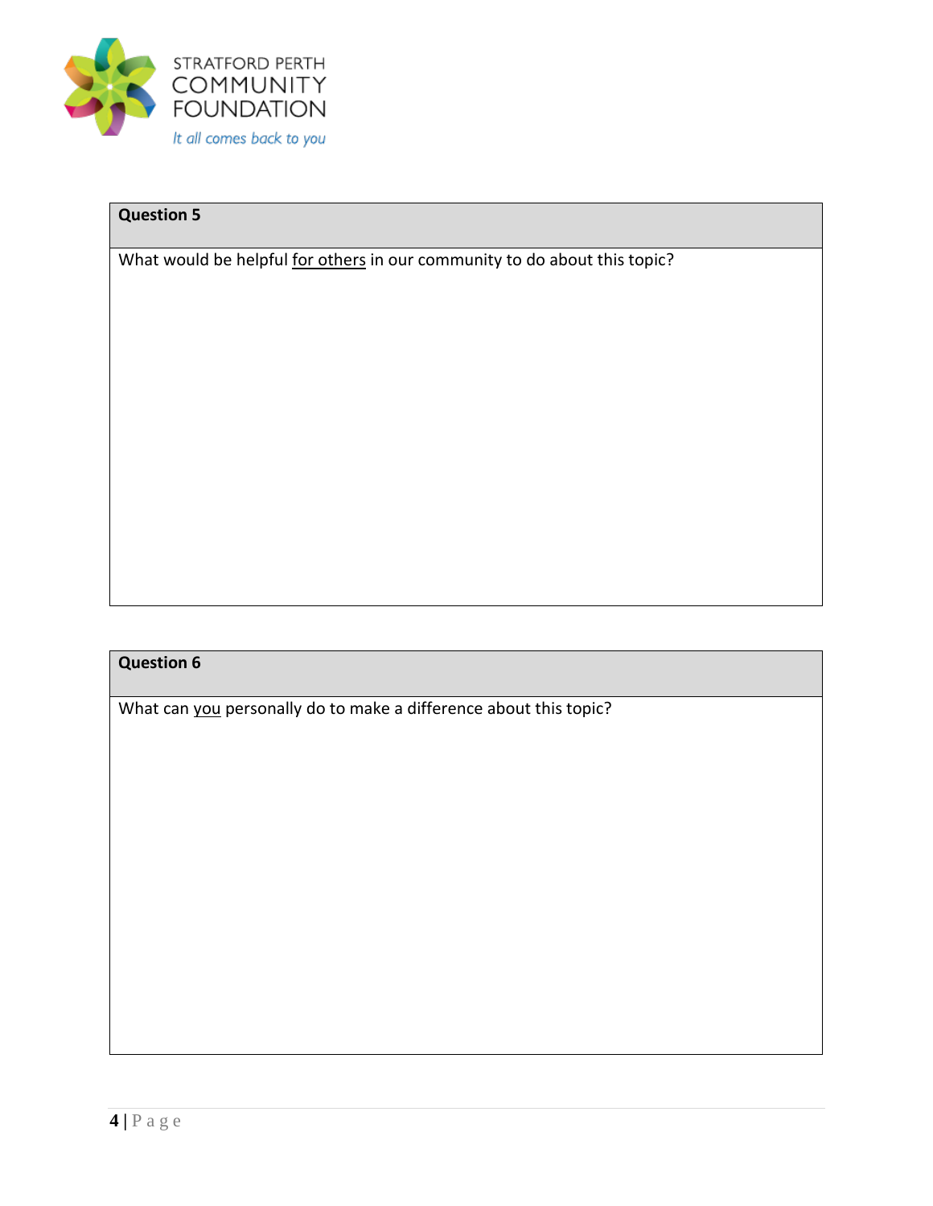| Question 5 |
| --- |
| What would be helpful <u>for others</u> in our community to do about this topic? |

| Question 6 |
| --- |
| What can <u>you</u> personally do to make a difference about this topic? |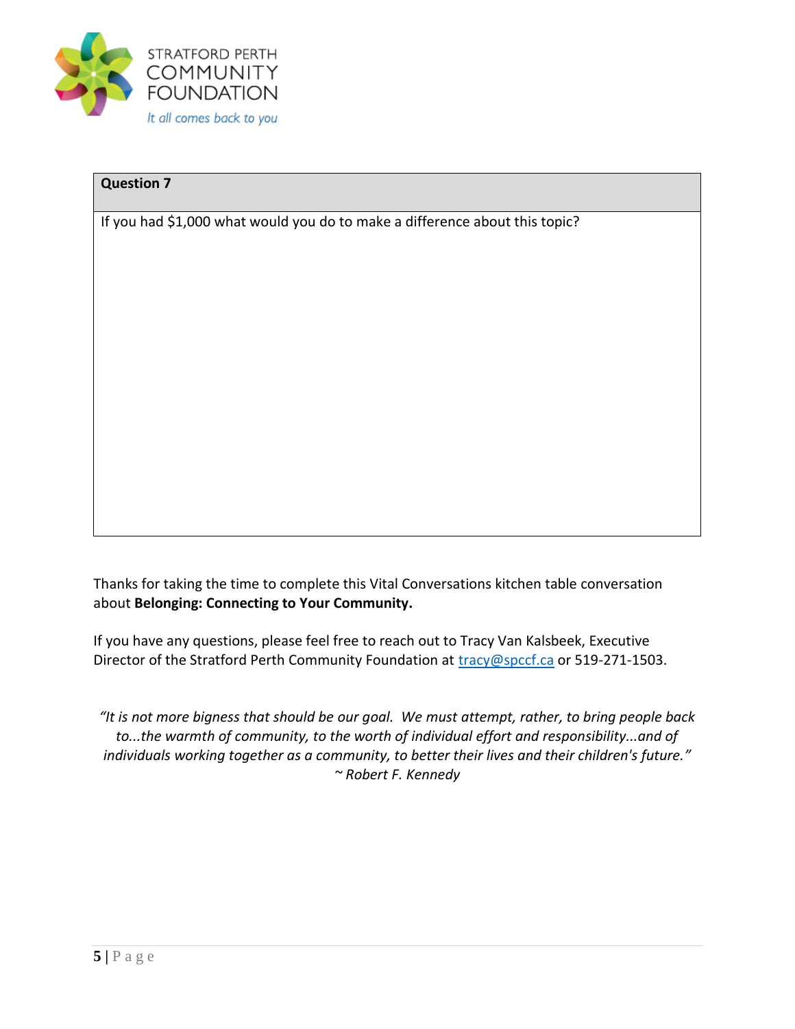STRATFORD PERTH COMMUNITY FOUNDATION

*It all comes back to you*

| Question 7 |
| --- |
| If you had $1,000 what would you do to make a difference about this topic? |

Thanks for taking the time to complete this Vital Conversations kitchen table conversation about **Belonging: Connecting to Your Community.**

If you have any questions, please feel free to reach out to Tracy Van Kalsbeek, Executive Director of the Stratford Perth Community Foundation at tracy@spccf.ca or 519-271-1503.

*"It is not more bigness that should be our goal. We must attempt, rather, to bring people back to...the warmth of community, to the worth of individual effort and responsibility...and of individuals working together as a community, to better their lives and their children's future."*
*~ Robert F. Kennedy*